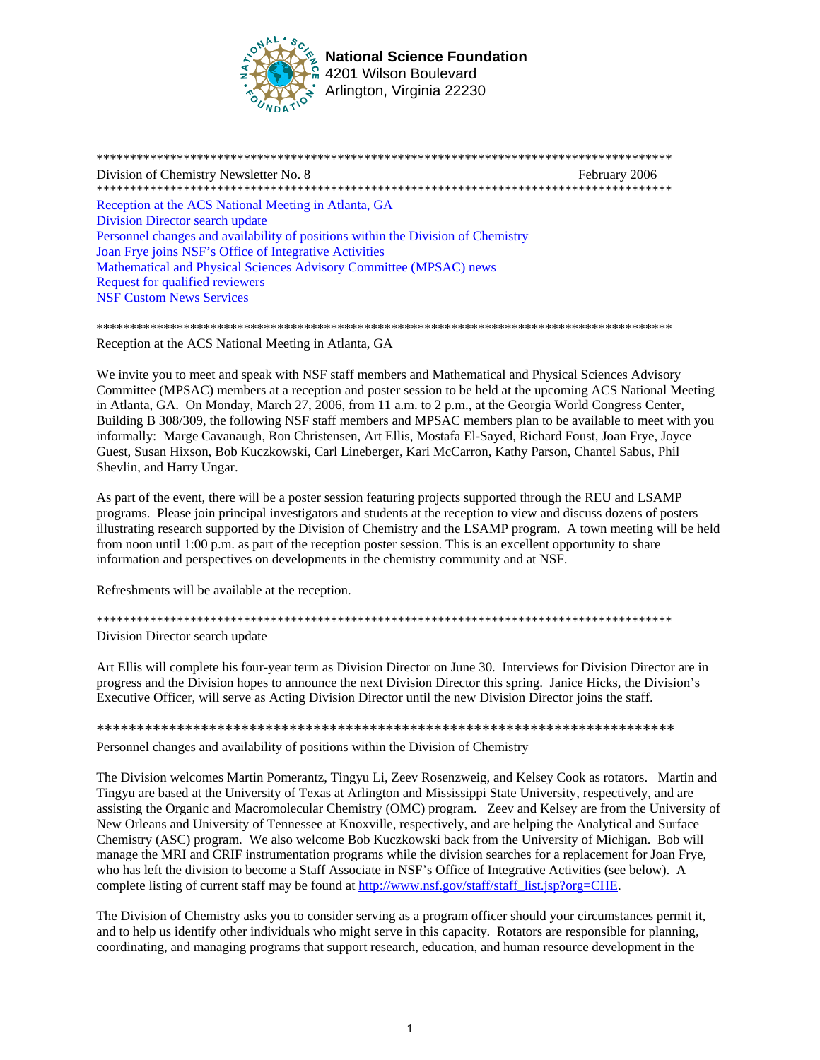**National Science Foundation**
4201 Wilson Boulevard
Arlington, Virginia 22230

*******************************************************************************************

Division of Chemistry Newsletter No. 8 February 2006

*******************************************************************************************

- Reception at the ACS National Meeting in Atlanta, GA
- Division Director search update
- Personnel changes and availability of positions within the Division of Chemistry
- Joan Frye joins NSF's Office of Integrative Activities
- Mathematical and Physical Sciences Advisory Committee (MPSAC) news
- Request for qualified reviewers
- NSF Custom News Services

*******************************************************************************************

## Reception at the ACS National Meeting in Atlanta, GA

We invite you to meet and speak with NSF staff members and Mathematical and Physical Sciences Advisory Committee (MPSAC) members at a reception and poster session to be held at the upcoming ACS National Meeting in Atlanta, GA. On Monday, March 27, 2006, from 11 a.m. to 2 p.m., at the Georgia World Congress Center, Building B 308/309, the following NSF staff members and MPSAC members plan to be available to meet with you informally: Marge Cavanaugh, Ron Christensen, Art Ellis, Mostafa El-Sayed, Richard Foust, Joan Frye, Joyce Guest, Susan Hixson, Bob Kuczkowski, Carl Lineberger, Kari McCarron, Kathy Parson, Chantel Sabus, Phil Shevlin, and Harry Ungar.

As part of the event, there will be a poster session featuring projects supported through the REU and LSAMP programs. Please join principal investigators and students at the reception to view and discuss dozens of posters illustrating research supported by the Division of Chemistry and the LSAMP program. A town meeting will be held from noon until 1:00 p.m. as part of the reception poster session. This is an excellent opportunity to share information and perspectives on developments in the chemistry community and at NSF.

Refreshments will be available at the reception.

*******************************************************************************************

## Division Director search update

Art Ellis will complete his four-year term as Division Director on June 30. Interviews for Division Director are in progress and the Division hopes to announce the next Division Director this spring. Janice Hicks, the Division's Executive Officer, will serve as Acting Division Director until the new Division Director joins the staff.

*******************************************************************************************

## Personnel changes and availability of positions within the Division of Chemistry

The Division welcomes Martin Pomerantz, Tingyu Li, Zeev Rosenzweig, and Kelsey Cook as rotators. Martin and Tingyu are based at the University of Texas at Arlington and Mississippi State University, respectively, and are assisting the Organic and Macromolecular Chemistry (OMC) program. Zeev and Kelsey are from the University of New Orleans and University of Tennessee at Knoxville, respectively, and are helping the Analytical and Surface Chemistry (ASC) program. We also welcome Bob Kuczkowski back from the University of Michigan. Bob will manage the MRI and CRIF instrumentation programs while the division searches for a replacement for Joan Frye, who has left the division to become a Staff Associate in NSF's Office of Integrative Activities (see below). A complete listing of current staff may be found at http://www.nsf.gov/staff/staff_list.jsp?org=CHE.

The Division of Chemistry asks you to consider serving as a program officer should your circumstances permit it, and to help us identify other individuals who might serve in this capacity. Rotators are responsible for planning, coordinating, and managing programs that support research, education, and human resource development in the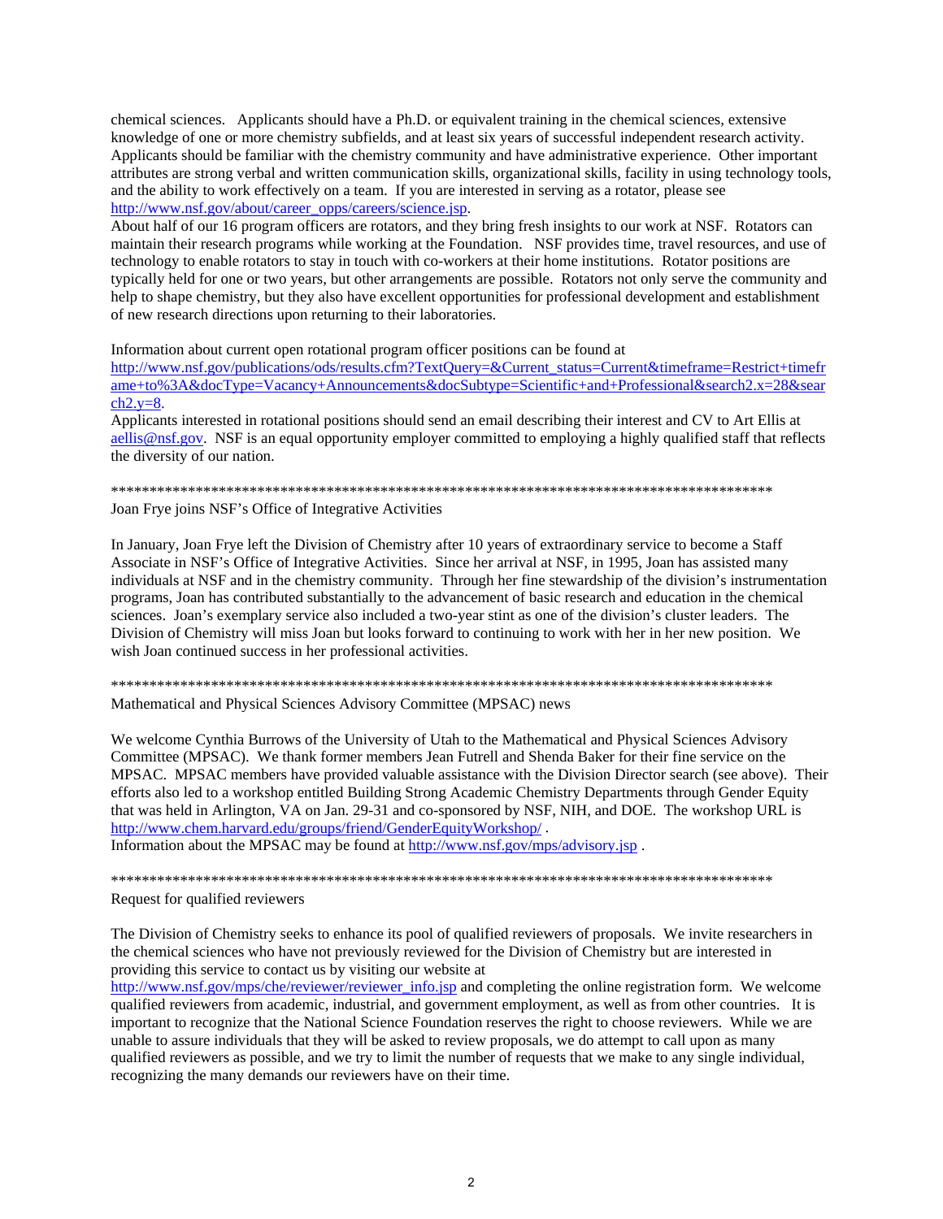chemical sciences. Applicants should have a Ph.D. or equivalent training in the chemical sciences, extensive knowledge of one or more chemistry subfields, and at least six years of successful independent research activity. Applicants should be familiar with the chemistry community and have administrative experience. Other important attributes are strong verbal and written communication skills, organizational skills, facility in using technology tools, and the ability to work effectively on a team. If you are interested in serving as a rotator, please see http://www.nsf.gov/about/career_opps/careers/science.jsp.

About half of our 16 program officers are rotators, and they bring fresh insights to our work at NSF. Rotators can maintain their research programs while working at the Foundation. NSF provides time, travel resources, and use of technology to enable rotators to stay in touch with co-workers at their home institutions. Rotator positions are typically held for one or two years, but other arrangements are possible. Rotators not only serve the community and help to shape chemistry, but they also have excellent opportunities for professional development and establishment of new research directions upon returning to their laboratories.

Information about current open rotational program officer positions can be found at http://www.nsf.gov/publications/ods/results.cfm?TextQuery=&Current_status=Current&timeframe=Restrict+timeframe+to%3A&docType=Vacancy+Announcements&docSubtype=Scientific+and+Professional&search2.x=28&search2.y=8.

Applicants interested in rotational positions should send an email describing their interest and CV to Art Ellis at aellis@nsf.gov. NSF is an equal opportunity employer committed to employing a highly qualified staff that reflects the diversity of our nation.

*****************************************************************************************

Joan Frye joins NSF's Office of Integrative Activities

In January, Joan Frye left the Division of Chemistry after 10 years of extraordinary service to become a Staff Associate in NSF's Office of Integrative Activities. Since her arrival at NSF, in 1995, Joan has assisted many individuals at NSF and in the chemistry community. Through her fine stewardship of the division's instrumentation programs, Joan has contributed substantially to the advancement of basic research and education in the chemical sciences. Joan's exemplary service also included a two-year stint as one of the division's cluster leaders. The Division of Chemistry will miss Joan but looks forward to continuing to work with her in her new position. We wish Joan continued success in her professional activities.

*****************************************************************************************

Mathematical and Physical Sciences Advisory Committee (MPSAC) news

We welcome Cynthia Burrows of the University of Utah to the Mathematical and Physical Sciences Advisory Committee (MPSAC). We thank former members Jean Futrell and Shenda Baker for their fine service on the MPSAC. MPSAC members have provided valuable assistance with the Division Director search (see above). Their efforts also led to a workshop entitled Building Strong Academic Chemistry Departments through Gender Equity that was held in Arlington, VA on Jan. 29-31 and co-sponsored by NSF, NIH, and DOE. The workshop URL is http://www.chem.harvard.edu/groups/friend/GenderEquityWorkshop/ .

Information about the MPSAC may be found at http://www.nsf.gov/mps/advisory.jsp .

*****************************************************************************************

Request for qualified reviewers

The Division of Chemistry seeks to enhance its pool of qualified reviewers of proposals. We invite researchers in the chemical sciences who have not previously reviewed for the Division of Chemistry but are interested in providing this service to contact us by visiting our website at http://www.nsf.gov/mps/che/reviewer/reviewer_info.jsp and completing the online registration form. We welcome qualified reviewers from academic, industrial, and government employment, as well as from other countries. It is important to recognize that the National Science Foundation reserves the right to choose reviewers. While we are unable to assure individuals that they will be asked to review proposals, we do attempt to call upon as many qualified reviewers as possible, and we try to limit the number of requests that we make to any single individual, recognizing the many demands our reviewers have on their time.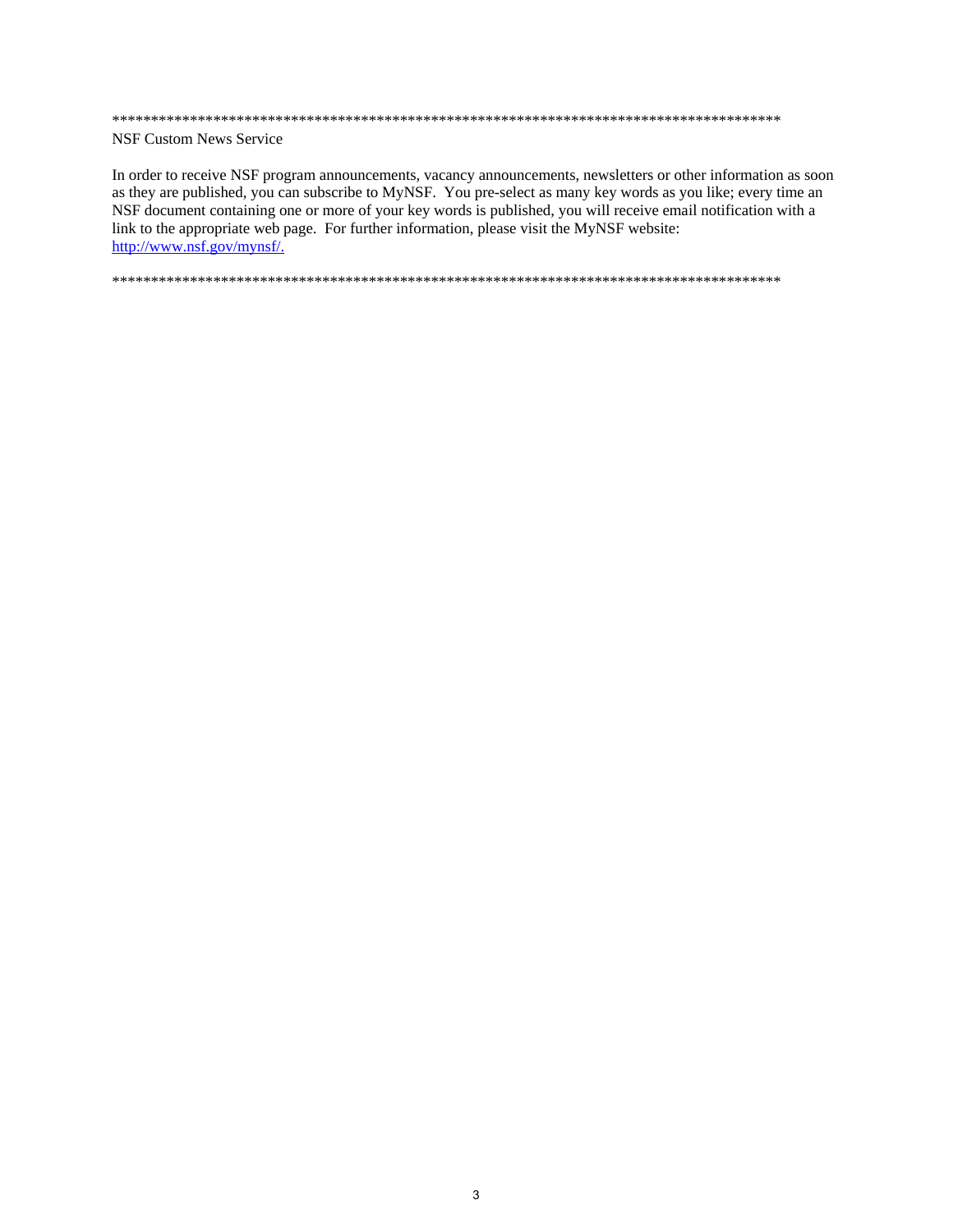\*\*\*\*\*\*\*\*\*\*\*\*\*\*\*\*\*\*\*\*\*\*\*\*\*\*\*\*\*\*\*\*\*\*\*\*\*\*\*\*\*\*\*\*\*\*\*\*\*\*\*\*\*\*\*\*\*\*\*\*\*\*\*\*\*\*\*\*\*\*\*\*\*\*\*\*\*\*\*\*\*\*\*\*\*\*\*\*

NSF Custom News Service

In order to receive NSF program announcements, vacancy announcements, newsletters or other information as soon as they are published, you can subscribe to MyNSF. You pre-select as many key words as you like; every time an NSF document containing one or more of your key words is published, you will receive email notification with a link to the appropriate web page. For further information, please visit the MyNSF website: http://www.nsf.gov/mynsf/.

\*\*\*\*\*\*\*\*\*\*\*\*\*\*\*\*\*\*\*\*\*\*\*\*\*\*\*\*\*\*\*\*\*\*\*\*\*\*\*\*\*\*\*\*\*\*\*\*\*\*\*\*\*\*\*\*\*\*\*\*\*\*\*\*\*\*\*\*\*\*\*\*\*\*\*\*\*\*\*\*\*\*\*\*\*\*\*\*